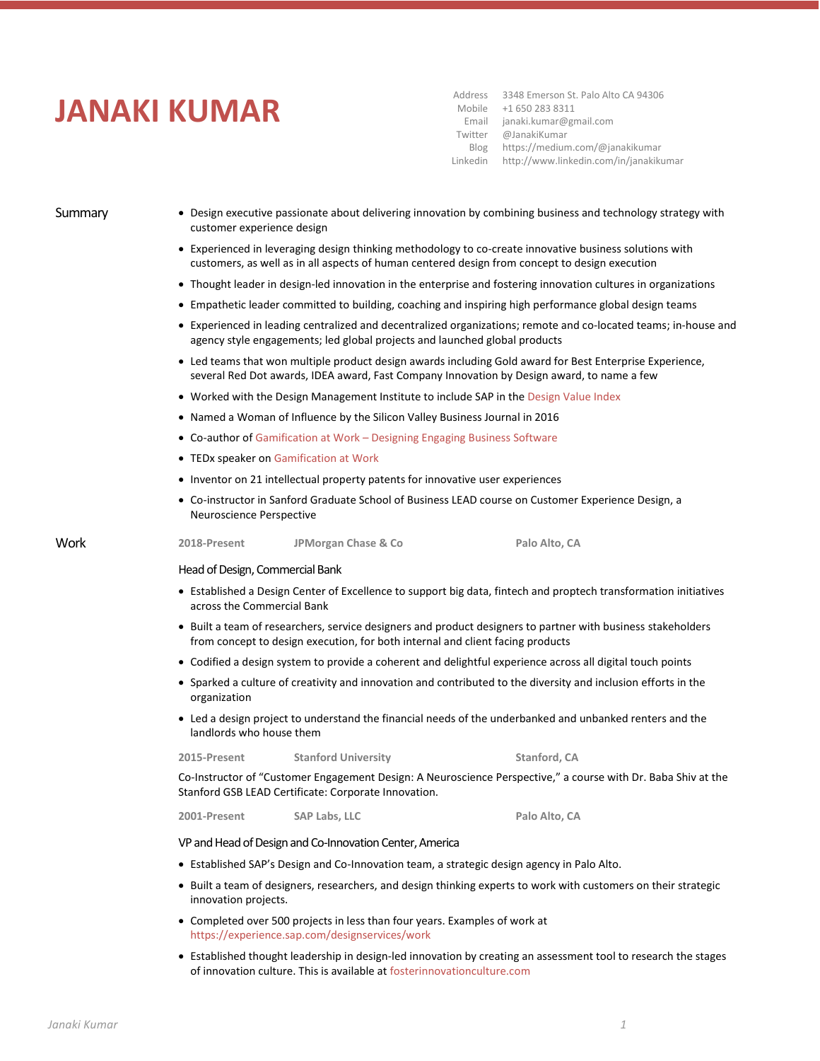# JANAKI KUMAR

Address 3348 Emerson St. Palo Alto CA 94306
Mobile +1 650 283 8311
Email janaki.kumar@gmail.com
Twitter @JanakiKumar
Blog https://medium.com/@janakikumar
Linkedin http://www.linkedin.com/in/janakikumar

## Summary

- Design executive passionate about delivering innovation by combining business and technology strategy with customer experience design
- Experienced in leveraging design thinking methodology to co-create innovative business solutions with customers, as well as in all aspects of human centered design from concept to design execution
- Thought leader in design-led innovation in the enterprise and fostering innovation cultures in organizations
- Empathetic leader committed to building, coaching and inspiring high performance global design teams
- Experienced in leading centralized and decentralized organizations; remote and co-located teams; in-house and agency style engagements; led global projects and launched global products
- Led teams that won multiple product design awards including Gold award for Best Enterprise Experience, several Red Dot awards, IDEA award, Fast Company Innovation by Design award, to name a few
- Worked with the Design Management Institute to include SAP in the Design Value Index
- Named a Woman of Influence by the Silicon Valley Business Journal in 2016
- Co-author of Gamification at Work – Designing Engaging Business Software
- TEDx speaker on Gamification at Work
- Inventor on 21 intellectual property patents for innovative user experiences
- Co-instructor in Sanford Graduate School of Business LEAD course on Customer Experience Design, a Neuroscience Perspective

## Work

**2018-Present** **JPMorgan Chase & Co** **Palo Alto, CA**

### Head of Design, Commercial Bank

- Established a Design Center of Excellence to support big data, fintech and proptech transformation initiatives across the Commercial Bank
- Built a team of researchers, service designers and product designers to partner with business stakeholders from concept to design execution, for both internal and client facing products
- Codified a design system to provide a coherent and delightful experience across all digital touch points
- Sparked a culture of creativity and innovation and contributed to the diversity and inclusion efforts in the organization
- Led a design project to understand the financial needs of the underbanked and unbanked renters and the landlords who house them

**2015-Present** **Stanford University** **Stanford, CA**

Co-Instructor of "Customer Engagement Design: A Neuroscience Perspective," a course with Dr. Baba Shiv at the Stanford GSB LEAD Certificate: Corporate Innovation.

**2001-Present** **SAP Labs, LLC** **Palo Alto, CA**

### VP and Head of Design and Co-Innovation Center, America

- Established SAP's Design and Co-Innovation team, a strategic design agency in Palo Alto.
- Built a team of designers, researchers, and design thinking experts to work with customers on their strategic innovation projects.
- Completed over 500 projects in less than four years. Examples of work at https://experience.sap.com/designservices/work
- Established thought leadership in design-led innovation by creating an assessment tool to research the stages of innovation culture. This is available at fosterinnovationculture.com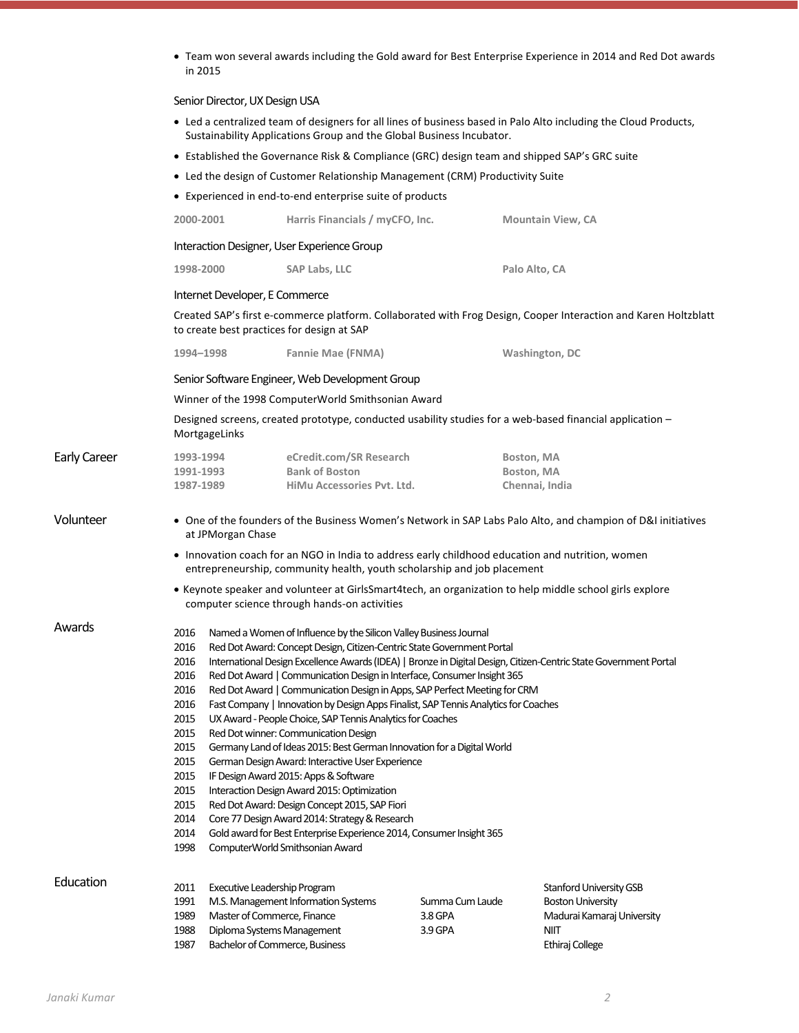- Team won several awards including the Gold award for Best Enterprise Experience in 2014 and Red Dot awards in 2015

### Senior Director, UX Design USA

- Led a centralized team of designers for all lines of business based in Palo Alto including the Cloud Products, Sustainability Applications Group and the Global Business Incubator.
- Established the Governance Risk & Compliance (GRC) design team and shipped SAP's GRC suite
- Led the design of Customer Relationship Management (CRM) Productivity Suite
- Experienced in end-to-end enterprise suite of products

**2000-2001** | **Harris Financials / myCFO, Inc.** | **Mountain View, CA**

### Interaction Designer, User Experience Group

**1998-2000** | **SAP Labs, LLC** | **Palo Alto, CA**

### Internet Developer, E Commerce

Created SAP's first e-commerce platform. Collaborated with Frog Design, Cooper Interaction and Karen Holtzblatt to create best practices for design at SAP

**1994–1998** | **Fannie Mae (FNMA)** | **Washington, DC**

### Senior Software Engineer, Web Development Group

Winner of the 1998 ComputerWorld Smithsonian Award

Designed screens, created prototype, conducted usability studies for a web-based financial application – MortgageLinks

## Early Career

| | | |
|---|---|---|
| **1993-1994** | **eCredit.com/SR Research** | **Boston, MA** |
| **1991-1993** | **Bank of Boston** | **Boston, MA** |
| **1987-1989** | **HiMu Accessories Pvt. Ltd.** | **Chennai, India** |

## Volunteer

- One of the founders of the Business Women's Network in SAP Labs Palo Alto, and champion of D&I initiatives at JPMorgan Chase
- Innovation coach for an NGO in India to address early childhood education and nutrition, women entrepreneurship, community health, youth scholarship and job placement
- Keynote speaker and volunteer at GirlsSmart4tech, an organization to help middle school girls explore computer science through hands-on activities

## Awards

| | |
|---|---|
| 2016 | Named a Women of Influence by the Silicon Valley Business Journal |
| 2016 | Red Dot Award: Concept Design, Citizen-Centric State Government Portal |
| 2016 | International Design Excellence Awards (IDEA) \| Bronze in Digital Design, Citizen-Centric State Government Portal |
| 2016 | Red Dot Award \| Communication Design in Interface, Consumer Insight 365 |
| 2016 | Red Dot Award \| Communication Design in Apps, SAP Perfect Meeting for CRM |
| 2016 | Fast Company \| Innovation by Design Apps Finalist, SAP Tennis Analytics for Coaches |
| 2015 | UX Award - People Choice, SAP Tennis Analytics for Coaches |
| 2015 | Red Dot winner: Communication Design |
| 2015 | Germany Land of Ideas 2015: Best German Innovation for a Digital World |
| 2015 | German Design Award: Interactive User Experience |
| 2015 | IF Design Award 2015: Apps & Software |
| 2015 | Interaction Design Award 2015: Optimization |
| 2015 | Red Dot Award: Design Concept 2015, SAP Fiori |
| 2014 | Core 77 Design Award 2014: Strategy & Research |
| 2014 | Gold award for Best Enterprise Experience 2014, Consumer Insight 365 |
| 1998 | ComputerWorld Smithsonian Award |

## Education

| | | | |
|---|---|---|---|
| 2011 | Executive Leadership Program | | Stanford University GSB |
| 1991 | M.S. Management Information Systems | Summa Cum Laude | Boston University |
| 1989 | Master of Commerce, Finance | 3.8 GPA | Madurai Kamaraj University |
| 1988 | Diploma Systems Management | 3.9 GPA | NIIT |
| 1987 | Bachelor of Commerce, Business | | Ethiraj College |